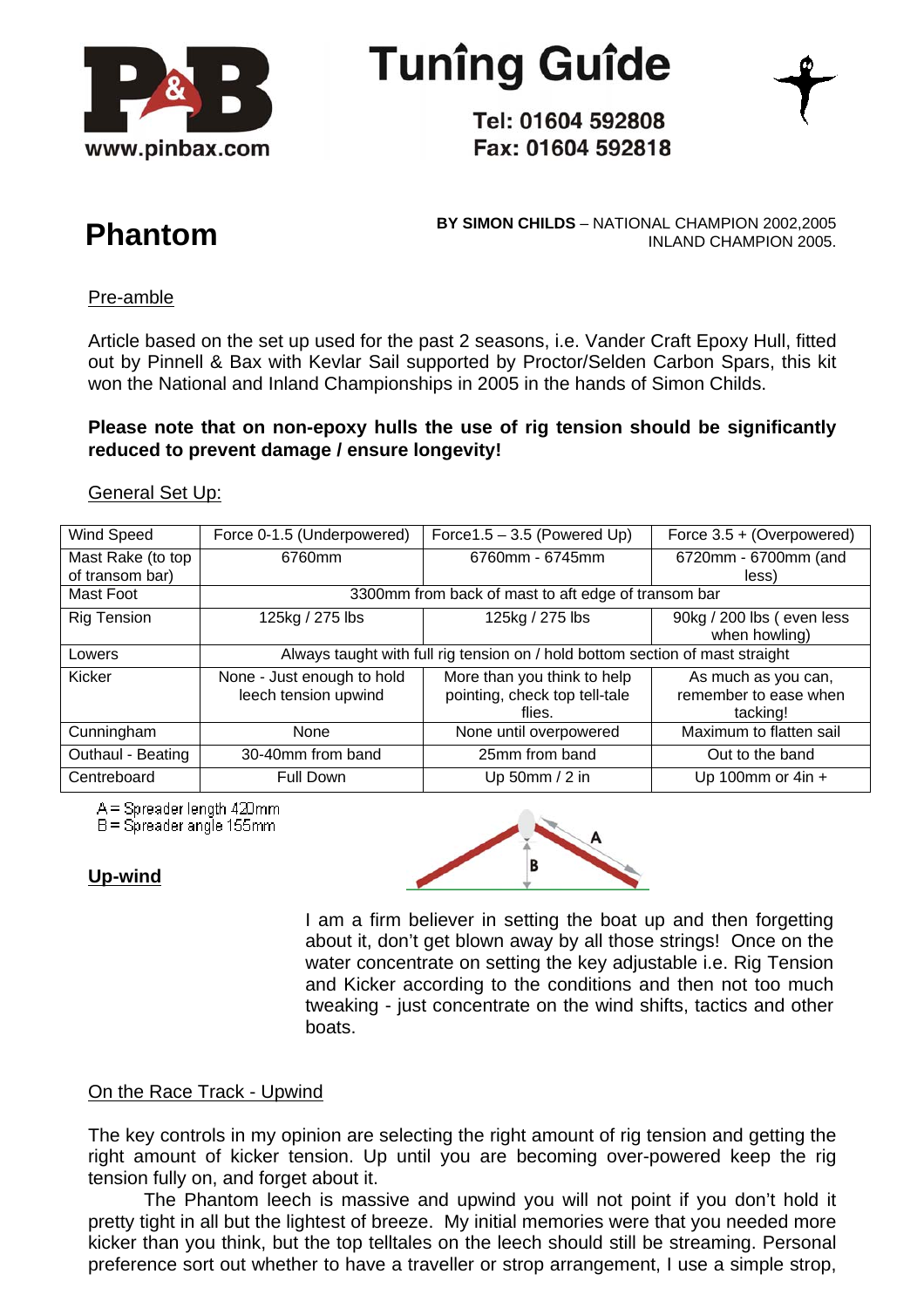# Tuning Guide

**Tel: 01604 592808**
**Fax: 01604 592818**

www.pinbax.com

## Phantom

**BY SIMON CHILDS** – NATIONAL CHAMPION 2002,2005 INLAND CHAMPION 2005.

### Pre-amble

Article based on the set up used for the past 2 seasons, i.e. Vander Craft Epoxy Hull, fitted out by Pinnell & Bax with Kevlar Sail supported by Proctor/Selden Carbon Spars, this kit won the National and Inland Championships in 2005 in the hands of Simon Childs.

**Please note that on non-epoxy hulls the use of rig tension should be significantly reduced to prevent damage / ensure longevity!**

### General Set Up:

| Wind Speed | Force 0-1.5 (Underpowered) | Force1.5 – 3.5 (Powered Up) | Force 3.5 + (Overpowered) |
|---|---|---|---|
| Mast Rake (to top of transom bar) | 6760mm | 6760mm - 6745mm | 6720mm - 6700mm (and less) |
| Mast Foot | 3300mm from back of mast to aft edge of transom bar | | |
| Rig Tension | 125kg / 275 lbs | 125kg / 275 lbs | 90kg / 200 lbs ( even less when howling) |
| Lowers | Always taught with full rig tension on / hold bottom section of mast straight | | |
| Kicker | None - Just enough to hold leech tension upwind | More than you think to help pointing, check top tell-tale flies. | As much as you can, remember to ease when tacking! |
| Cunningham | None | None until overpowered | Maximum to flatten sail |
| Outhaul - Beating | 30-40mm from band | 25mm from band | Out to the band |
| Centreboard | Full Down | Up 50mm / 2 in | Up 100mm or 4in + |

A = Spreader length 420mm
B = Spreader angle 155mm

### Up-wind

I am a firm believer in setting the boat up and then forgetting about it, don't get blown away by all those strings! Once on the water concentrate on setting the key adjustable i.e. Rig Tension and Kicker according to the conditions and then not too much tweaking - just concentrate on the wind shifts, tactics and other boats.

### On the Race Track - Upwind

The key controls in my opinion are selecting the right amount of rig tension and getting the right amount of kicker tension. Up until you are becoming over-powered keep the rig tension fully on, and forget about it.

The Phantom leech is massive and upwind you will not point if you don't hold it pretty tight in all but the lightest of breeze. My initial memories were that you needed more kicker than you think, but the top telltales on the leech should still be streaming. Personal preference sort out whether to have a traveller or strop arrangement, I use a simple strop,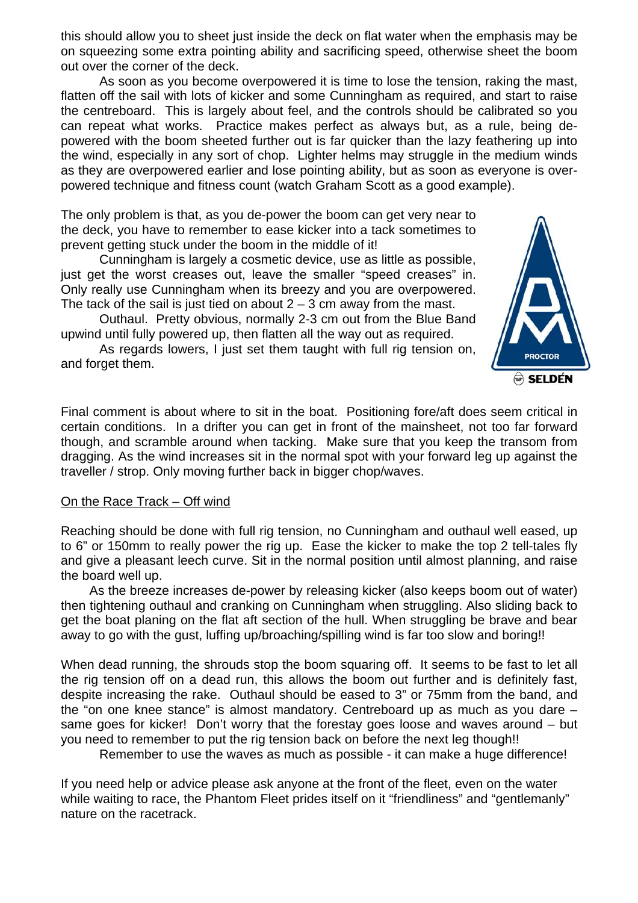this should allow you to sheet just inside the deck on flat water when the emphasis may be on squeezing some extra pointing ability and sacrificing speed, otherwise sheet the boom out over the corner of the deck.

As soon as you become overpowered it is time to lose the tension, raking the mast, flatten off the sail with lots of kicker and some Cunningham as required, and start to raise the centreboard. This is largely about feel, and the controls should be calibrated so you can repeat what works. Practice makes perfect as always but, as a rule, being de-powered with the boom sheeted further out is far quicker than the lazy feathering up into the wind, especially in any sort of chop. Lighter helms may struggle in the medium winds as they are overpowered earlier and lose pointing ability, but as soon as everyone is over-powered technique and fitness count (watch Graham Scott as a good example).

The only problem is that, as you de-power the boom can get very near to the deck, you have to remember to ease kicker into a tack sometimes to prevent getting stuck under the boom in the middle of it!

Cunningham is largely a cosmetic device, use as little as possible, just get the worst creases out, leave the smaller "speed creases" in. Only really use Cunningham when its breezy and you are overpowered. The tack of the sail is just tied on about 2 – 3 cm away from the mast.

Outhaul. Pretty obvious, normally 2-3 cm out from the Blue Band upwind until fully powered up, then flatten all the way out as required.

As regards lowers, I just set them taught with full rig tension on, and forget them.

PROCTOR

SELDÉN

Final comment is about where to sit in the boat. Positioning fore/aft does seem critical in certain conditions. In a drifter you can get in front of the mainsheet, not too far forward though, and scramble around when tacking. Make sure that you keep the transom from dragging. As the wind increases sit in the normal spot with your forward leg up against the traveller / strop. Only moving further back in bigger chop/waves.

<u>On the Race Track – Off wind</u>

Reaching should be done with full rig tension, no Cunningham and outhaul well eased, up to 6" or 150mm to really power the rig up. Ease the kicker to make the top 2 tell-tales fly and give a pleasant leech curve. Sit in the normal position until almost planning, and raise the board well up.

As the breeze increases de-power by releasing kicker (also keeps boom out of water) then tightening outhaul and cranking on Cunningham when struggling. Also sliding back to get the boat planing on the flat aft section of the hull. When struggling be brave and bear away to go with the gust, luffing up/broaching/spilling wind is far too slow and boring!!

When dead running, the shrouds stop the boom squaring off. It seems to be fast to let all the rig tension off on a dead run, this allows the boom out further and is definitely fast, despite increasing the rake. Outhaul should be eased to 3" or 75mm from the band, and the "on one knee stance" is almost mandatory. Centreboard up as much as you dare – same goes for kicker! Don't worry that the forestay goes loose and waves around – but you need to remember to put the rig tension back on before the next leg though!!

Remember to use the waves as much as possible - it can make a huge difference!

If you need help or advice please ask anyone at the front of the fleet, even on the water while waiting to race, the Phantom Fleet prides itself on it "friendliness" and "gentlemanly" nature on the racetrack.